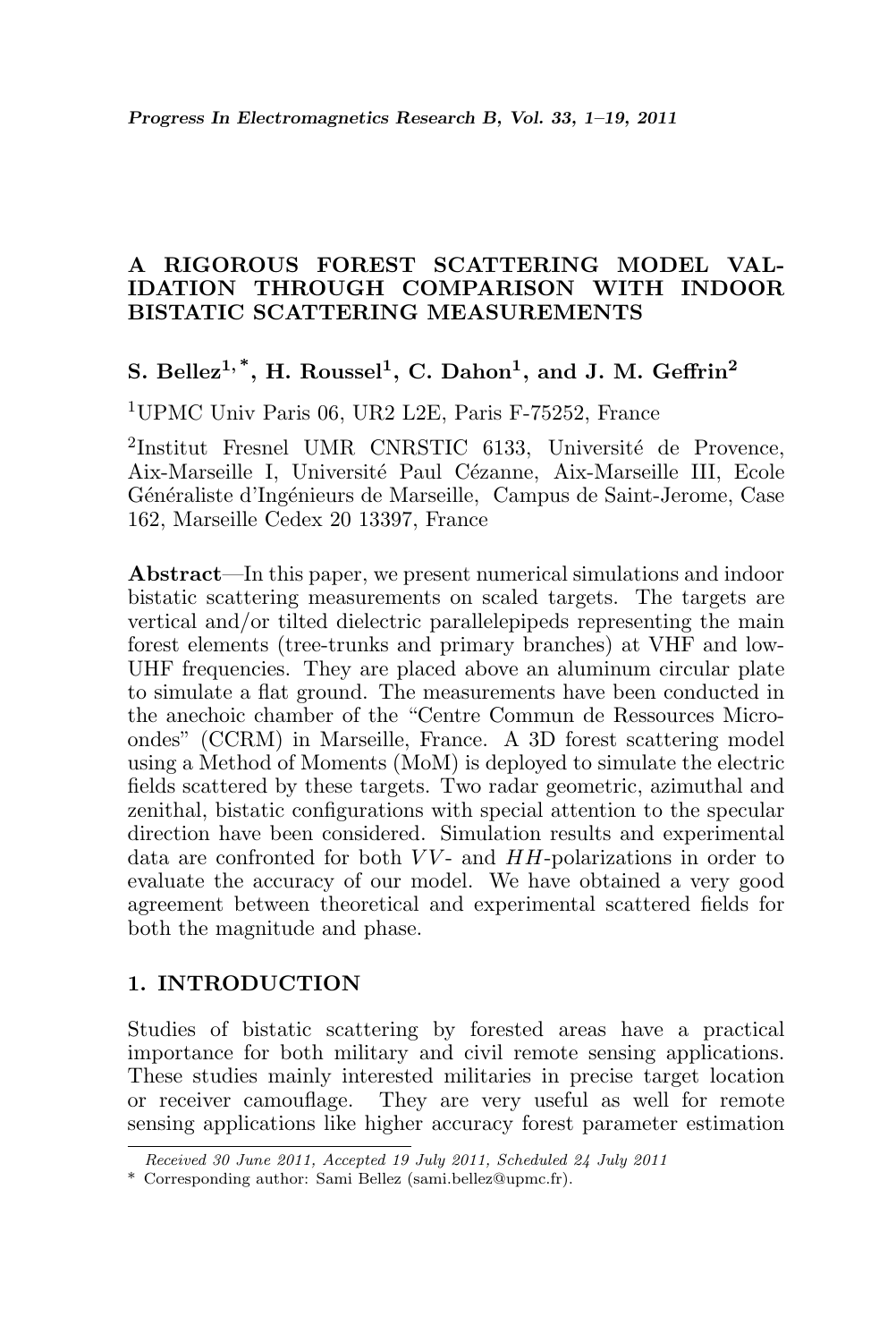# A RIGOROUS FOREST SCATTERING MODEL VALIDATION THROUGH COMPARISON WITH INDOOR BISTATIC SCATTERING MEASUREMENTS

**S. Bellez[1, *], H. Roussel[1], C. Dahon[1], and J. M. Geffrin[2]**

[1]UPMC Univ Paris 06, UR2 L2E, Paris F-75252, France

[2]Institut Fresnel UMR CNRSTIC 6133, Université de Provence, Aix-Marseille I, Université Paul Cézanne, Aix-Marseille III, Ecole Généraliste d'Ingénieurs de Marseille, Campus de Saint-Jerome, Case 162, Marseille Cedex 20 13397, France

**Abstract**—In this paper, we present numerical simulations and indoor bistatic scattering measurements on scaled targets. The targets are vertical and/or tilted dielectric parallelepipeds representing the main forest elements (tree-trunks and primary branches) at VHF and low-UHF frequencies. They are placed above an aluminum circular plate to simulate a flat ground. The measurements have been conducted in the anechoic chamber of the "Centre Commun de Ressources Micro-ondes" (CCRM) in Marseille, France. A 3D forest scattering model using a Method of Moments (MoM) is deployed to simulate the electric fields scattered by these targets. Two radar geometric, azimuthal and zenithal, bistatic configurations with special attention to the specular direction have been considered. Simulation results and experimental data are confronted for both $VV$- and $HH$-polarizations in order to evaluate the accuracy of our model. We have obtained a very good agreement between theoretical and experimental scattered fields for both the magnitude and phase.

## 1. INTRODUCTION

Studies of bistatic scattering by forested areas have a practical importance for both military and civil remote sensing applications. These studies mainly interested militaries in precise target location or receiver camouflage. They are very useful as well for remote sensing applications like higher accuracy forest parameter estimation

*Received 30 June 2011, Accepted 19 July 2011, Scheduled 24 July 2011*

\* Corresponding author: Sami Bellez (sami.bellez@upmc.fr).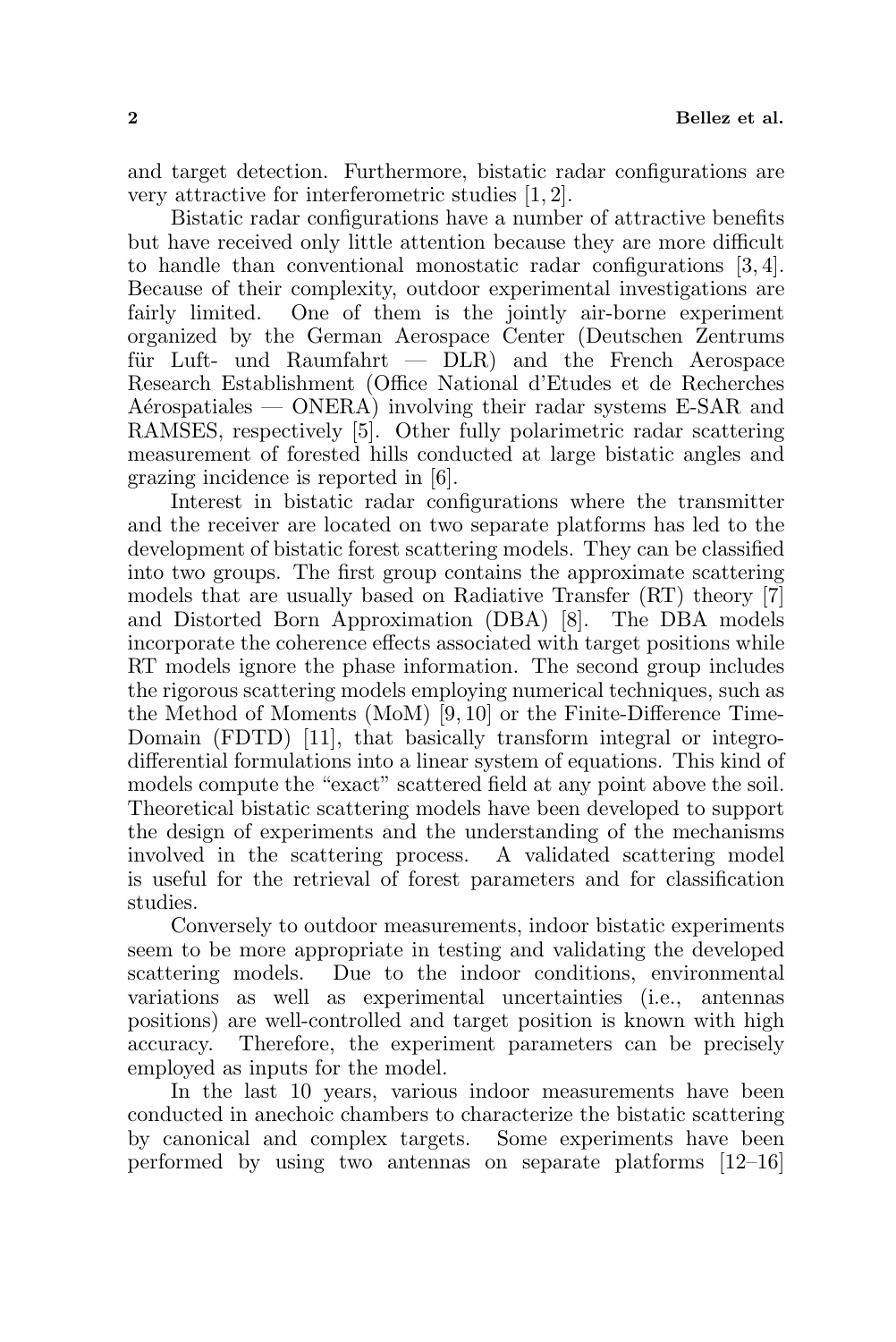and target detection. Furthermore, bistatic radar configurations are very attractive for interferometric studies [1, 2].

Bistatic radar configurations have a number of attractive benefits but have received only little attention because they are more difficult to handle than conventional monostatic radar configurations [3, 4]. Because of their complexity, outdoor experimental investigations are fairly limited. One of them is the jointly air-borne experiment organized by the German Aerospace Center (Deutschen Zentrums für Luft- und Raumfahrt — DLR) and the French Aerospace Research Establishment (Office National d'Etudes et de Recherches Aérospatiales — ONERA) involving their radar systems E-SAR and RAMSES, respectively [5]. Other fully polarimetric radar scattering measurement of forested hills conducted at large bistatic angles and grazing incidence is reported in [6].

Interest in bistatic radar configurations where the transmitter and the receiver are located on two separate platforms has led to the development of bistatic forest scattering models. They can be classified into two groups. The first group contains the approximate scattering models that are usually based on Radiative Transfer (RT) theory [7] and Distorted Born Approximation (DBA) [8]. The DBA models incorporate the coherence effects associated with target positions while RT models ignore the phase information. The second group includes the rigorous scattering models employing numerical techniques, such as the Method of Moments (MoM) [9, 10] or the Finite-Difference Time-Domain (FDTD) [11], that basically transform integral or integro-differential formulations into a linear system of equations. This kind of models compute the "exact" scattered field at any point above the soil. Theoretical bistatic scattering models have been developed to support the design of experiments and the understanding of the mechanisms involved in the scattering process. A validated scattering model is useful for the retrieval of forest parameters and for classification studies.

Conversely to outdoor measurements, indoor bistatic experiments seem to be more appropriate in testing and validating the developed scattering models. Due to the indoor conditions, environmental variations as well as experimental uncertainties (i.e., antennas positions) are well-controlled and target position is known with high accuracy. Therefore, the experiment parameters can be precisely employed as inputs for the model.

In the last 10 years, various indoor measurements have been conducted in anechoic chambers to characterize the bistatic scattering by canonical and complex targets. Some experiments have been performed by using two antennas on separate platforms [12–16]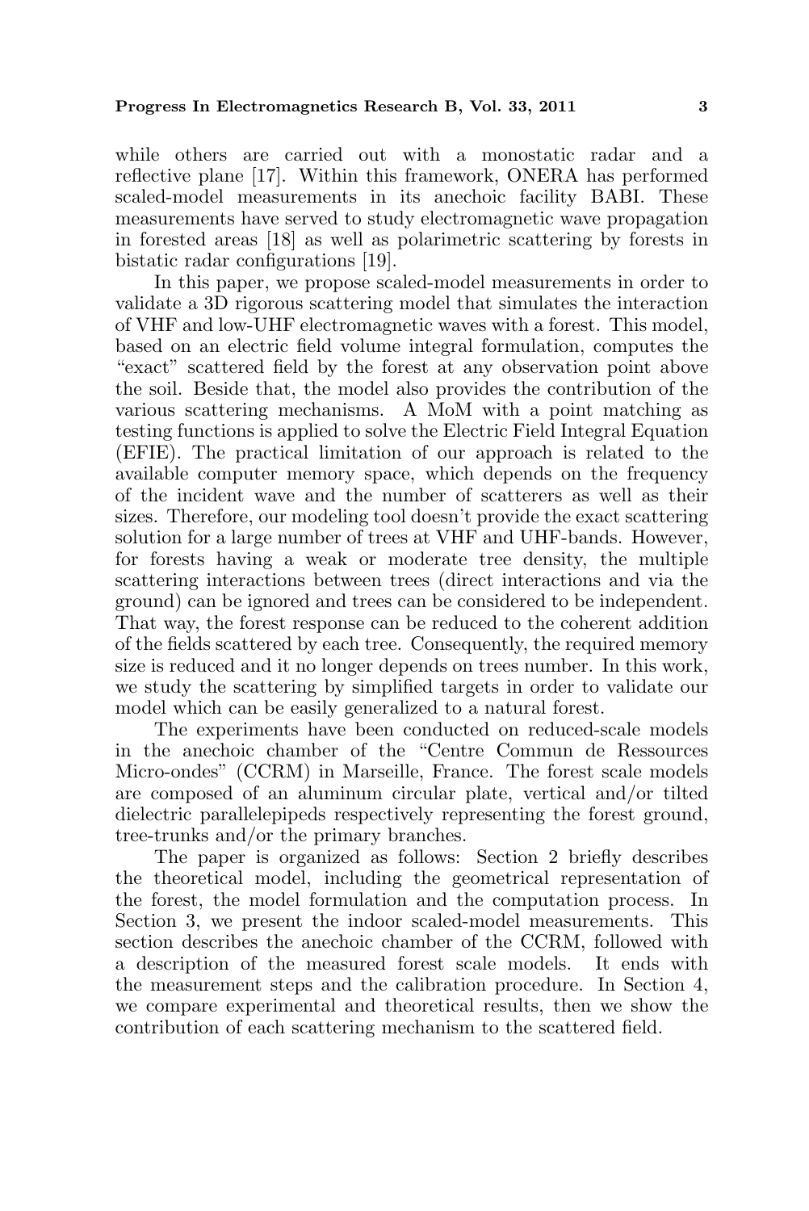while others are carried out with a monostatic radar and a reflective plane [17]. Within this framework, ONERA has performed scaled-model measurements in its anechoic facility BABI. These measurements have served to study electromagnetic wave propagation in forested areas [18] as well as polarimetric scattering by forests in bistatic radar configurations [19].

In this paper, we propose scaled-model measurements in order to validate a 3D rigorous scattering model that simulates the interaction of VHF and low-UHF electromagnetic waves with a forest. This model, based on an electric field volume integral formulation, computes the "exact" scattered field by the forest at any observation point above the soil. Beside that, the model also provides the contribution of the various scattering mechanisms. A MoM with a point matching as testing functions is applied to solve the Electric Field Integral Equation (EFIE). The practical limitation of our approach is related to the available computer memory space, which depends on the frequency of the incident wave and the number of scatterers as well as their sizes. Therefore, our modeling tool doesn't provide the exact scattering solution for a large number of trees at VHF and UHF-bands. However, for forests having a weak or moderate tree density, the multiple scattering interactions between trees (direct interactions and via the ground) can be ignored and trees can be considered to be independent. That way, the forest response can be reduced to the coherent addition of the fields scattered by each tree. Consequently, the required memory size is reduced and it no longer depends on trees number. In this work, we study the scattering by simplified targets in order to validate our model which can be easily generalized to a natural forest.

The experiments have been conducted on reduced-scale models in the anechoic chamber of the "Centre Commun de Ressources Micro-ondes" (CCRM) in Marseille, France. The forest scale models are composed of an aluminum circular plate, vertical and/or tilted dielectric parallelepipeds respectively representing the forest ground, tree-trunks and/or the primary branches.

The paper is organized as follows: Section 2 briefly describes the theoretical model, including the geometrical representation of the forest, the model formulation and the computation process. In Section 3, we present the indoor scaled-model measurements. This section describes the anechoic chamber of the CCRM, followed with a description of the measured forest scale models. It ends with the measurement steps and the calibration procedure. In Section 4, we compare experimental and theoretical results, then we show the contribution of each scattering mechanism to the scattered field.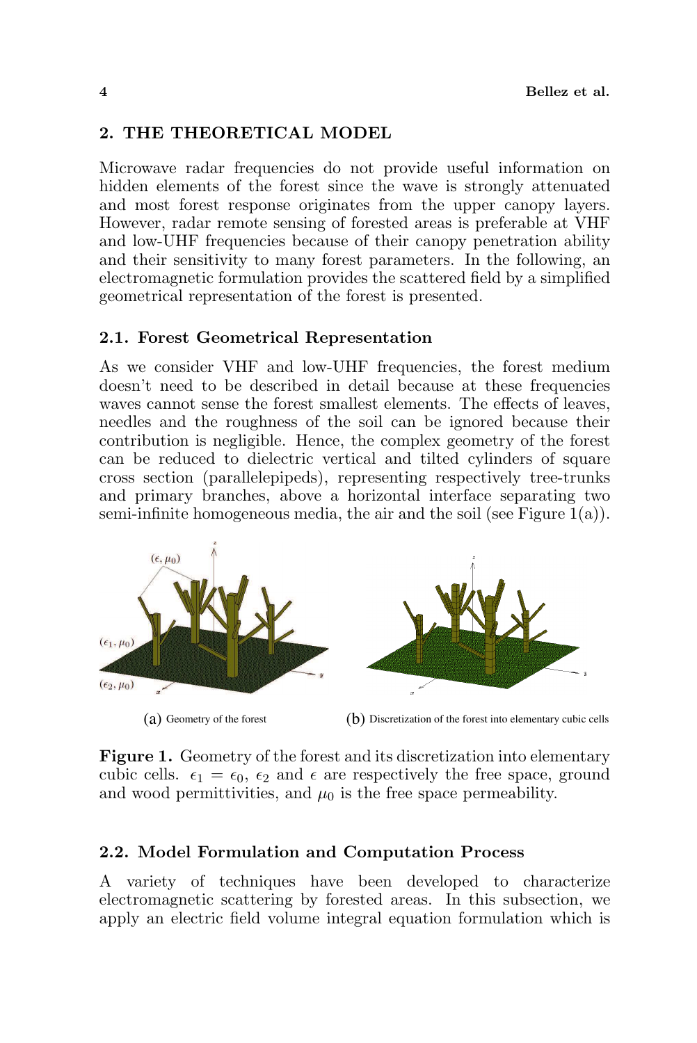## 2. THE THEORETICAL MODEL

Microwave radar frequencies do not provide useful information on hidden elements of the forest since the wave is strongly attenuated and most forest response originates from the upper canopy layers. However, radar remote sensing of forested areas is preferable at VHF and low-UHF frequencies because of their canopy penetration ability and their sensitivity to many forest parameters. In the following, an electromagnetic formulation provides the scattered field by a simplified geometrical representation of the forest is presented.

### 2.1. Forest Geometrical Representation

As we consider VHF and low-UHF frequencies, the forest medium doesn't need to be described in detail because at these frequencies waves cannot sense the forest smallest elements. The effects of leaves, needles and the roughness of the soil can be ignored because their contribution is negligible. Hence, the complex geometry of the forest can be reduced to dielectric vertical and tilted cylinders of square cross section (parallelepipeds), representing respectively tree-trunks and primary branches, above a horizontal interface separating two semi-infinite homogeneous media, the air and the soil (see Figure 1(a)).

(a) Geometry of the forest

(b) Discretization of the forest into elementary cubic cells

**Figure 1.** Geometry of the forest and its discretization into elementary cubic cells. $\epsilon_1 = \epsilon_0$, $\epsilon_2$ and $\epsilon$ are respectively the free space, ground and wood permittivities, and $\mu_0$ is the free space permeability.

### 2.2. Model Formulation and Computation Process

A variety of techniques have been developed to characterize electromagnetic scattering by forested areas. In this subsection, we apply an electric field volume integral equation formulation which is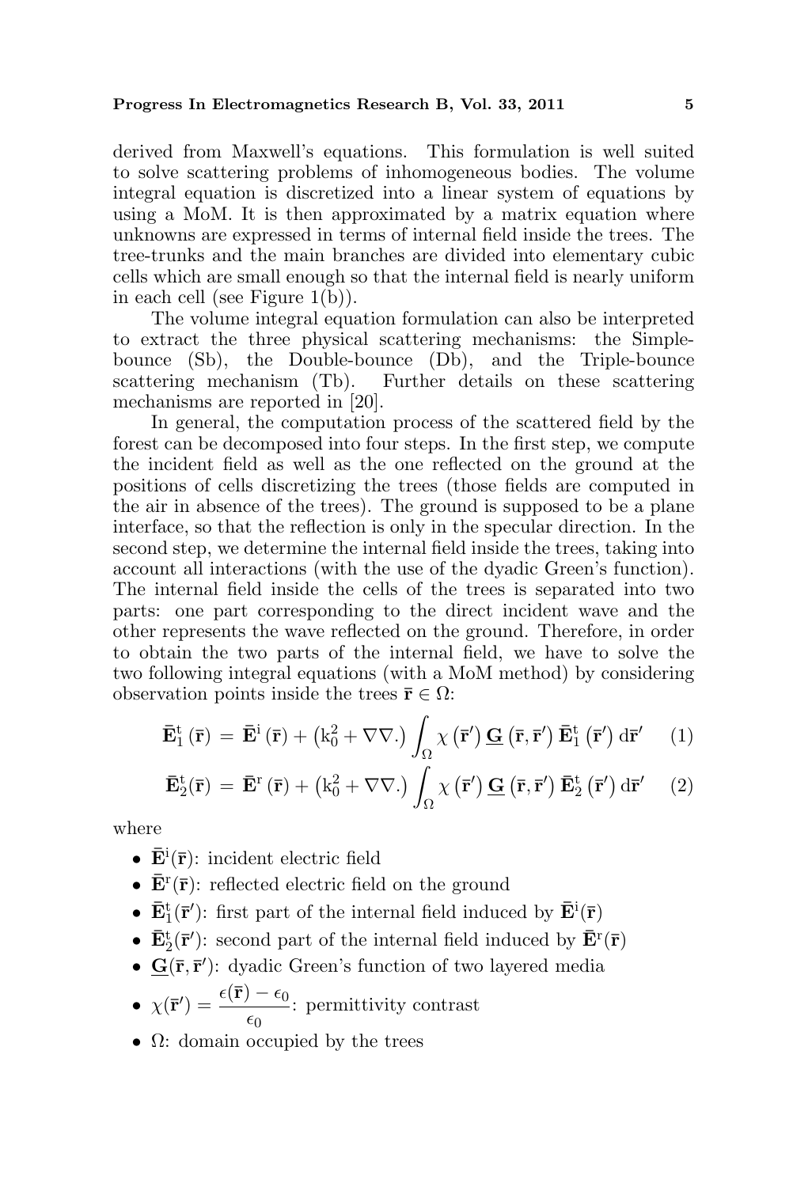derived from Maxwell's equations. This formulation is well suited to solve scattering problems of inhomogeneous bodies. The volume integral equation is discretized into a linear system of equations by using a MoM. It is then approximated by a matrix equation where unknowns are expressed in terms of internal field inside the trees. The tree-trunks and the main branches are divided into elementary cubic cells which are small enough so that the internal field is nearly uniform in each cell (see Figure 1(b)).

The volume integral equation formulation can also be interpreted to extract the three physical scattering mechanisms: the Simple-bounce (Sb), the Double-bounce (Db), and the Triple-bounce scattering mechanism (Tb). Further details on these scattering mechanisms are reported in [20].

In general, the computation process of the scattered field by the forest can be decomposed into four steps. In the first step, we compute the incident field as well as the one reflected on the ground at the positions of cells discretizing the trees (those fields are computed in the air in absence of the trees). The ground is supposed to be a plane interface, so that the reflection is only in the specular direction. In the second step, we determine the internal field inside the trees, taking into account all interactions (with the use of the dyadic Green's function). The internal field inside the cells of the trees is separated into two parts: one part corresponding to the direct incident wave and the other represents the wave reflected on the ground. Therefore, in order to obtain the two parts of the internal field, we have to solve the two following integral equations (with a MoM method) by considering observation points inside the trees $\bar{\mathbf{r}} \in \Omega$:

$$\bar{\mathbf{E}}_1^{\mathrm{t}}(\bar{\mathbf{r}}) = \bar{\mathbf{E}}^{\mathrm{i}}(\bar{\mathbf{r}}) + \left(\mathrm{k}_0^2 + \nabla\nabla.\right) \int_{\Omega} \chi(\bar{\mathbf{r}}') \, \underline{\mathbf{G}}(\bar{\mathbf{r}}, \bar{\mathbf{r}}') \, \bar{\mathbf{E}}_1^{\mathrm{t}}(\bar{\mathbf{r}}') \, \mathrm{d}\bar{\mathbf{r}}' \quad (1)$$

$$\bar{\mathbf{E}}_2^{\mathrm{t}}(\bar{\mathbf{r}}) = \bar{\mathbf{E}}^{\mathrm{r}}(\bar{\mathbf{r}}) + \left(\mathrm{k}_0^2 + \nabla\nabla.\right) \int_{\Omega} \chi(\bar{\mathbf{r}}') \, \underline{\mathbf{G}}(\bar{\mathbf{r}}, \bar{\mathbf{r}}') \, \bar{\mathbf{E}}_2^{\mathrm{t}}(\bar{\mathbf{r}}') \, \mathrm{d}\bar{\mathbf{r}}' \quad (2)$$

where

- $\bar{\mathbf{E}}^{\mathrm{i}}(\bar{\mathbf{r}})$: incident electric field
- $\bar{\mathbf{E}}^{\mathrm{r}}(\bar{\mathbf{r}})$: reflected electric field on the ground
- $\bar{\mathbf{E}}_1^{\mathrm{t}}(\bar{\mathbf{r}}')$: first part of the internal field induced by $\bar{\mathbf{E}}^{\mathrm{i}}(\bar{\mathbf{r}})$
- $\bar{\mathbf{E}}_2^{\mathrm{t}}(\bar{\mathbf{r}}')$: second part of the internal field induced by $\bar{\mathbf{E}}^{\mathrm{r}}(\bar{\mathbf{r}})$
- $\underline{\mathbf{G}}(\bar{\mathbf{r}}, \bar{\mathbf{r}}')$: dyadic Green's function of two layered media
- $\chi(\bar{\mathbf{r}}') = \dfrac{\epsilon(\bar{\mathbf{r}}) - \epsilon_0}{\epsilon_0}$: permittivity contrast
- $\Omega$: domain occupied by the trees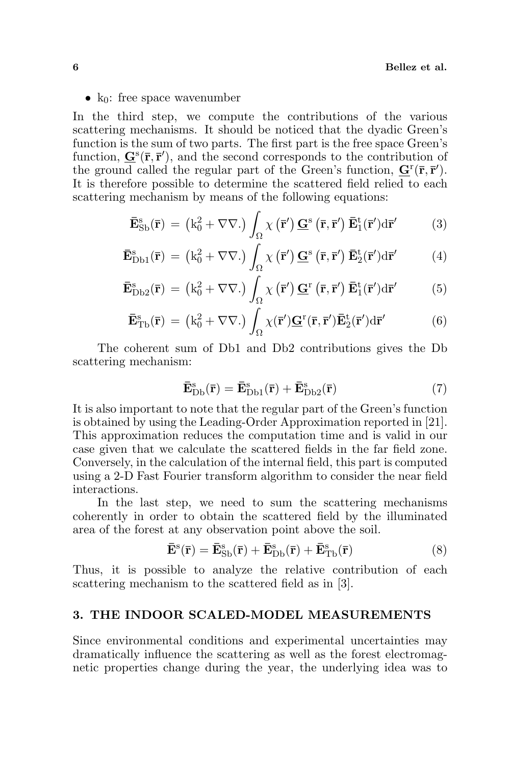- $\mathrm{k}_0$: free space wavenumber

In the third step, we compute the contributions of the various scattering mechanisms. It should be noticed that the dyadic Green's function is the sum of two parts. The first part is the free space Green's function, $\underline{\mathbf{G}}^{\mathrm{s}}(\bar{\mathbf{r}}, \bar{\mathbf{r}}')$, and the second corresponds to the contribution of the ground called the regular part of the Green's function, $\underline{\mathbf{G}}^{\mathrm{r}}(\bar{\mathbf{r}}, \bar{\mathbf{r}}')$. It is therefore possible to determine the scattered field relied to each scattering mechanism by means of the following equations:

$$\bar{\mathbf{E}}^{\mathrm{s}}_{\mathrm{Sb}}(\bar{\mathbf{r}}) = \left(\mathrm{k}_0^2 + \nabla\nabla.\right) \int_{\Omega} \chi\left(\bar{\mathbf{r}}'\right) \underline{\mathbf{G}}^{\mathrm{s}}\left(\bar{\mathbf{r}}, \bar{\mathbf{r}}'\right) \bar{\mathbf{E}}^{\mathrm{t}}_1(\bar{\mathbf{r}}')\mathrm{d}\bar{\mathbf{r}}' \tag{3}$$

$$\bar{\mathbf{E}}^{\mathrm{s}}_{\mathrm{Db1}}(\bar{\mathbf{r}}) = \left(\mathrm{k}_0^2 + \nabla\nabla.\right) \int_{\Omega} \chi\left(\bar{\mathbf{r}}'\right) \underline{\mathbf{G}}^{\mathrm{s}}\left(\bar{\mathbf{r}}, \bar{\mathbf{r}}'\right) \bar{\mathbf{E}}^{\mathrm{t}}_2(\bar{\mathbf{r}}')\mathrm{d}\bar{\mathbf{r}}' \tag{4}$$

$$\bar{\mathbf{E}}^{\mathrm{s}}_{\mathrm{Db2}}(\bar{\mathbf{r}}) = \left(\mathrm{k}_0^2 + \nabla\nabla.\right) \int_{\Omega} \chi\left(\bar{\mathbf{r}}'\right) \underline{\mathbf{G}}^{\mathrm{r}}\left(\bar{\mathbf{r}}, \bar{\mathbf{r}}'\right) \bar{\mathbf{E}}^{\mathrm{t}}_1(\bar{\mathbf{r}}')\mathrm{d}\bar{\mathbf{r}}' \tag{5}$$

$$\bar{\mathbf{E}}^{\mathrm{s}}_{\mathrm{Tb}}(\bar{\mathbf{r}}) = \left(\mathrm{k}_0^2 + \nabla\nabla.\right) \int_{\Omega} \chi(\bar{\mathbf{r}}')\underline{\mathbf{G}}^{\mathrm{r}}(\bar{\mathbf{r}}, \bar{\mathbf{r}}')\bar{\mathbf{E}}^{\mathrm{t}}_2(\bar{\mathbf{r}}')\mathrm{d}\bar{\mathbf{r}}' \tag{6}$$

The coherent sum of Db1 and Db2 contributions gives the Db scattering mechanism:

$$\bar{\mathbf{E}}^{\mathrm{s}}_{\mathrm{Db}}(\bar{\mathbf{r}}) = \bar{\mathbf{E}}^{\mathrm{s}}_{\mathrm{Db1}}(\bar{\mathbf{r}}) + \bar{\mathbf{E}}^{\mathrm{s}}_{\mathrm{Db2}}(\bar{\mathbf{r}}) \tag{7}$$

It is also important to note that the regular part of the Green's function is obtained by using the Leading-Order Approximation reported in [21]. This approximation reduces the computation time and is valid in our case given that we calculate the scattered fields in the far field zone. Conversely, in the calculation of the internal field, this part is computed using a 2-D Fast Fourier transform algorithm to consider the near field interactions.

In the last step, we need to sum the scattering mechanisms coherently in order to obtain the scattered field by the illuminated area of the forest at any observation point above the soil.

$$\bar{\mathbf{E}}^{\mathrm{s}}(\bar{\mathbf{r}}) = \bar{\mathbf{E}}^{\mathrm{s}}_{\mathrm{Sb}}(\bar{\mathbf{r}}) + \bar{\mathbf{E}}^{\mathrm{s}}_{\mathrm{Db}}(\bar{\mathbf{r}}) + \bar{\mathbf{E}}^{\mathrm{s}}_{\mathrm{Tb}}(\bar{\mathbf{r}}) \tag{8}$$

Thus, it is possible to analyze the relative contribution of each scattering mechanism to the scattered field as in [3].

## 3. THE INDOOR SCALED-MODEL MEASUREMENTS

Since environmental conditions and experimental uncertainties may dramatically influence the scattering as well as the forest electromagnetic properties change during the year, the underlying idea was to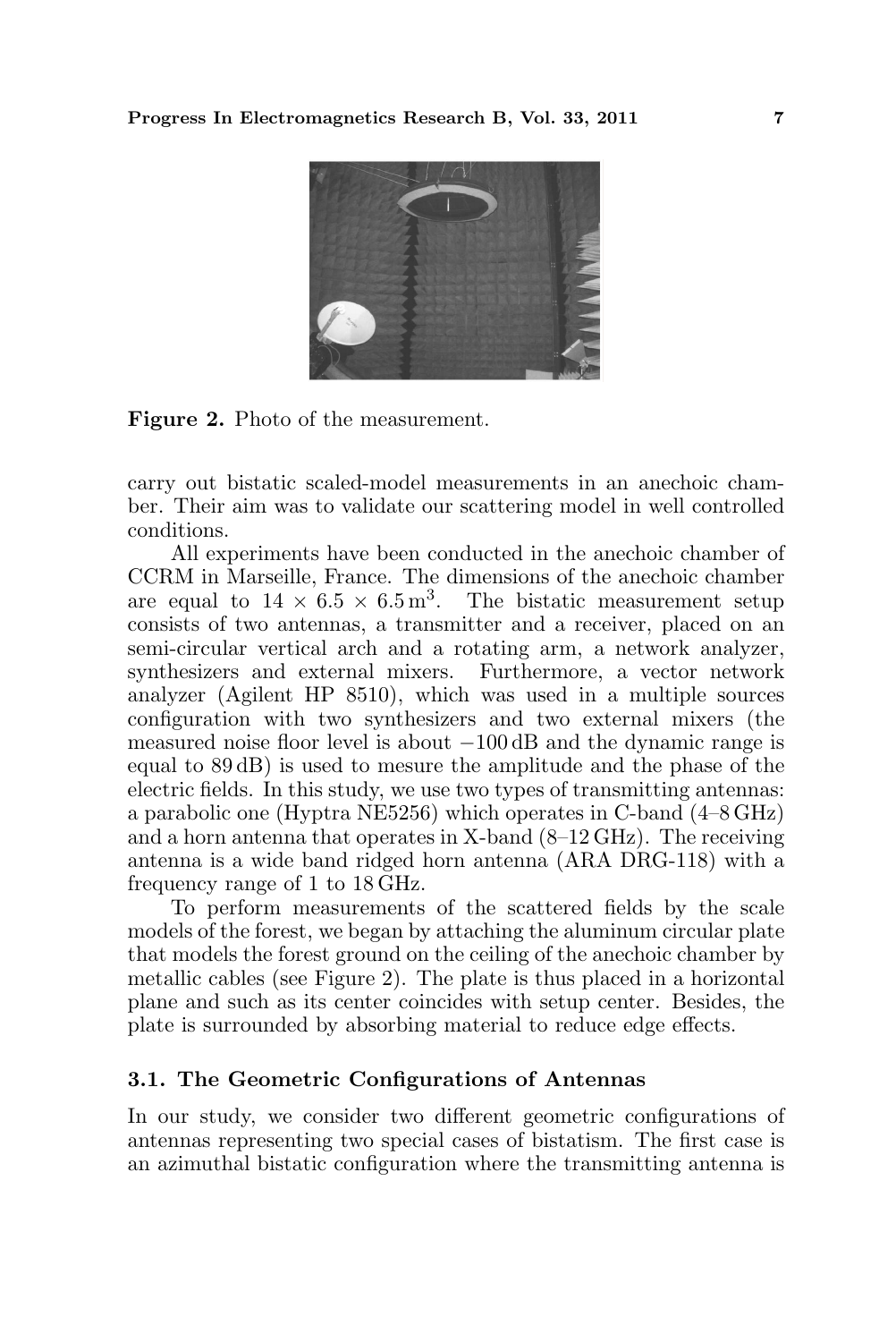Figure 2. Photo of the measurement.

carry out bistatic scaled-model measurements in an anechoic chamber. Their aim was to validate our scattering model in well controlled conditions.

All experiments have been conducted in the anechoic chamber of CCRM in Marseille, France. The dimensions of the anechoic chamber are equal to $14 \times 6.5 \times 6.5\,\mathrm{m}^3$. The bistatic measurement setup consists of two antennas, a transmitter and a receiver, placed on an semi-circular vertical arch and a rotating arm, a network analyzer, synthesizers and external mixers. Furthermore, a vector network analyzer (Agilent HP 8510), which was used in a multiple sources configuration with two synthesizers and two external mixers (the measured noise floor level is about $-100\,\mathrm{dB}$ and the dynamic range is equal to 89 dB) is used to mesure the amplitude and the phase of the electric fields. In this study, we use two types of transmitting antennas: a parabolic one (Hyptra NE5256) which operates in C-band (4–8 GHz) and a horn antenna that operates in X-band (8–12 GHz). The receiving antenna is a wide band ridged horn antenna (ARA DRG-118) with a frequency range of 1 to 18 GHz.

To perform measurements of the scattered fields by the scale models of the forest, we began by attaching the aluminum circular plate that models the forest ground on the ceiling of the anechoic chamber by metallic cables (see Figure 2). The plate is thus placed in a horizontal plane and such as its center coincides with setup center. Besides, the plate is surrounded by absorbing material to reduce edge effects.

### 3.1. The Geometric Configurations of Antennas

In our study, we consider two different geometric configurations of antennas representing two special cases of bistatism. The first case is an azimuthal bistatic configuration where the transmitting antenna is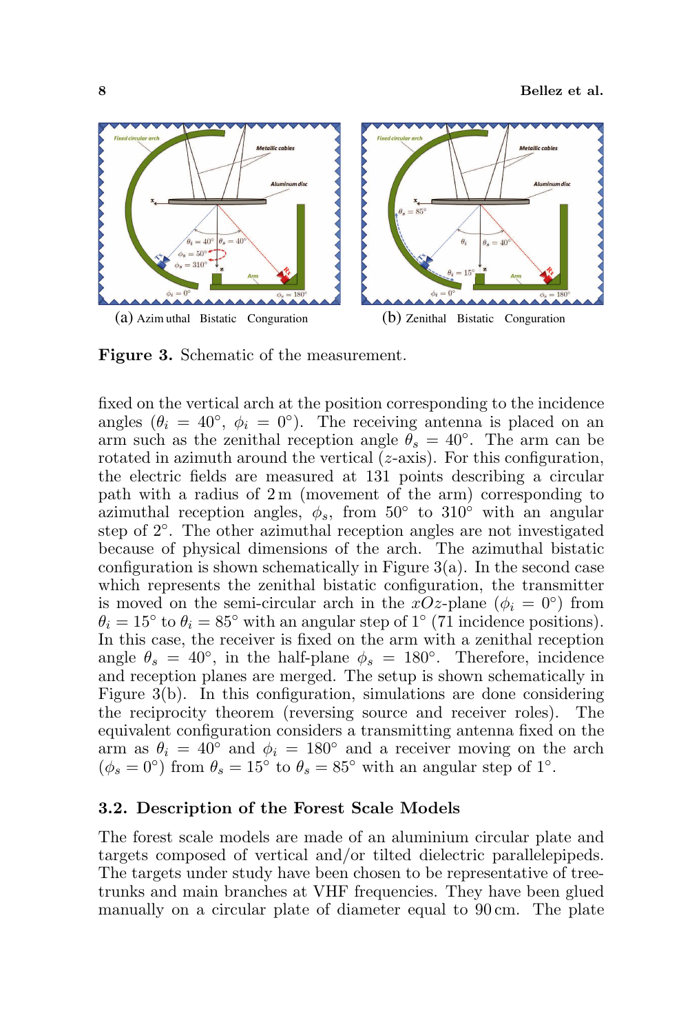(a) Azimuthal Bistatic Conguration

(b) Zenithal Bistatic Conguration

**Figure 3.** Schematic of the measurement.

fixed on the vertical arch at the position corresponding to the incidence angles ($\theta_i = 40^\circ$, $\phi_i = 0^\circ$). The receiving antenna is placed on an arm such as the zenithal reception angle $\theta_s = 40^\circ$. The arm can be rotated in azimuth around the vertical ($z$-axis). For this configuration, the electric fields are measured at 131 points describing a circular path with a radius of 2 m (movement of the arm) corresponding to azimuthal reception angles, $\phi_s$, from 50° to 310° with an angular step of 2°. The other azimuthal reception angles are not investigated because of physical dimensions of the arch. The azimuthal bistatic configuration is shown schematically in Figure 3(a). In the second case which represents the zenithal bistatic configuration, the transmitter is moved on the semi-circular arch in the $xOz$-plane ($\phi_i = 0^\circ$) from $\theta_i = 15^\circ$ to $\theta_i = 85^\circ$ with an angular step of 1° (71 incidence positions). In this case, the receiver is fixed on the arm with a zenithal reception angle $\theta_s = 40^\circ$, in the half-plane $\phi_s = 180^\circ$. Therefore, incidence and reception planes are merged. The setup is shown schematically in Figure 3(b). In this configuration, simulations are done considering the reciprocity theorem (reversing source and receiver roles). The equivalent configuration considers a transmitting antenna fixed on the arm as $\theta_i = 40^\circ$ and $\phi_i = 180^\circ$ and a receiver moving on the arch ($\phi_s = 0^\circ$) from $\theta_s = 15^\circ$ to $\theta_s = 85^\circ$ with an angular step of 1°.

### 3.2. Description of the Forest Scale Models

The forest scale models are made of an aluminium circular plate and targets composed of vertical and/or tilted dielectric parallelepipeds. The targets under study have been chosen to be representative of tree-trunks and main branches at VHF frequencies. They have been glued manually on a circular plate of diameter equal to 90 cm. The plate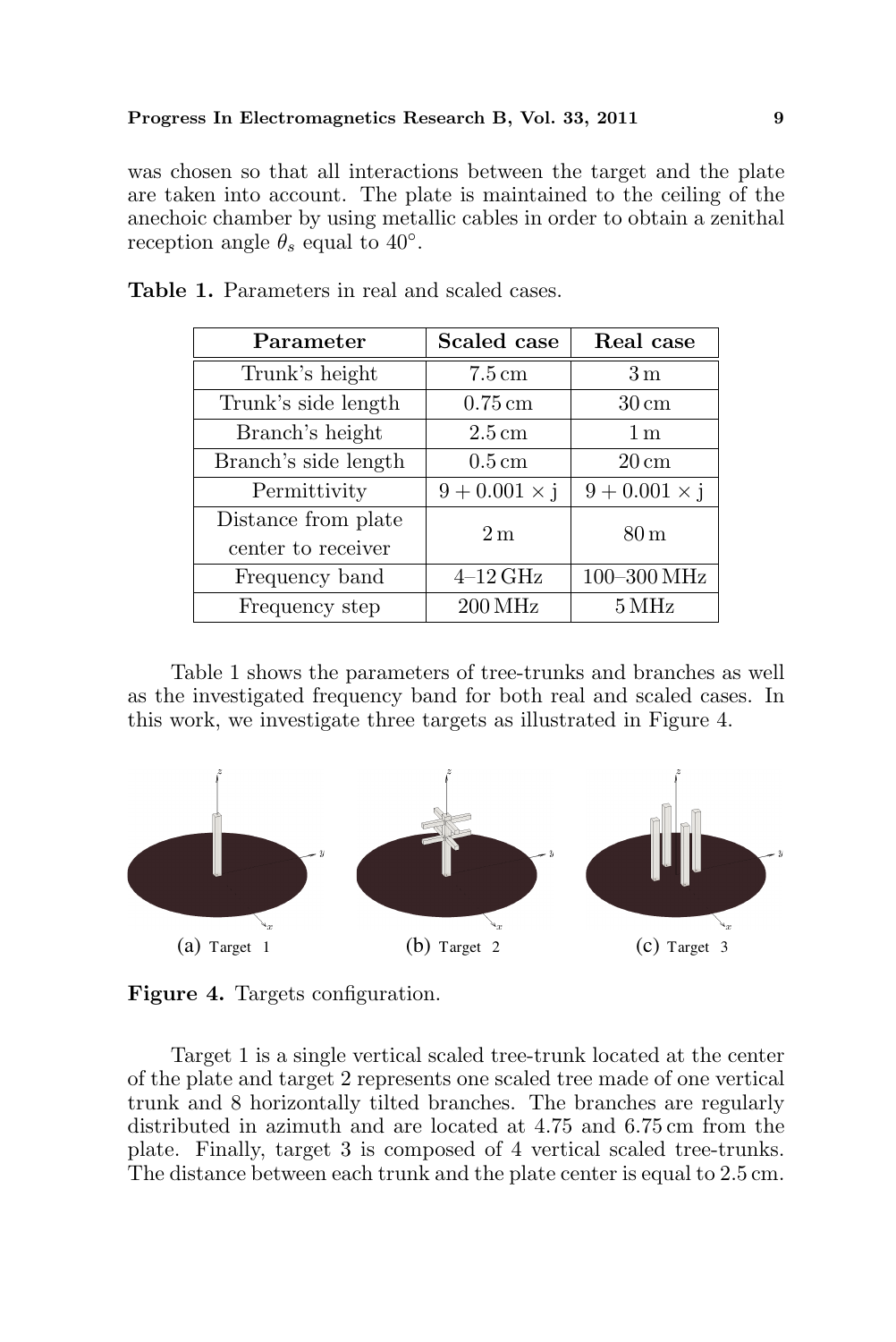was chosen so that all interactions between the target and the plate are taken into account. The plate is maintained to the ceiling of the anechoic chamber by using metallic cables in order to obtain a zenithal reception angle $\theta_s$ equal to 40°.

**Table 1.** Parameters in real and scaled cases.

| Parameter | Scaled case | Real case |
|---|---|---|
| Trunk's height | 7.5 cm | 3 m |
| Trunk's side length | 0.75 cm | 30 cm |
| Branch's height | 2.5 cm | 1 m |
| Branch's side length | 0.5 cm | 20 cm |
| Permittivity | $9 + 0.001 \times \mathrm{j}$ | $9 + 0.001 \times \mathrm{j}$ |
| Distance from plate center to receiver | 2 m | 80 m |
| Frequency band | 4–12 GHz | 100–300 MHz |
| Frequency step | 200 MHz | 5 MHz |

Table 1 shows the parameters of tree-trunks and branches as well as the investigated frequency band for both real and scaled cases. In this work, we investigate three targets as illustrated in Figure 4.

(a) Target 1 (b) Target 2 (c) Target 3

**Figure 4.** Targets configuration.

Target 1 is a single vertical scaled tree-trunk located at the center of the plate and target 2 represents one scaled tree made of one vertical trunk and 8 horizontally tilted branches. The branches are regularly distributed in azimuth and are located at 4.75 and 6.75 cm from the plate. Finally, target 3 is composed of 4 vertical scaled tree-trunks. The distance between each trunk and the plate center is equal to 2.5 cm.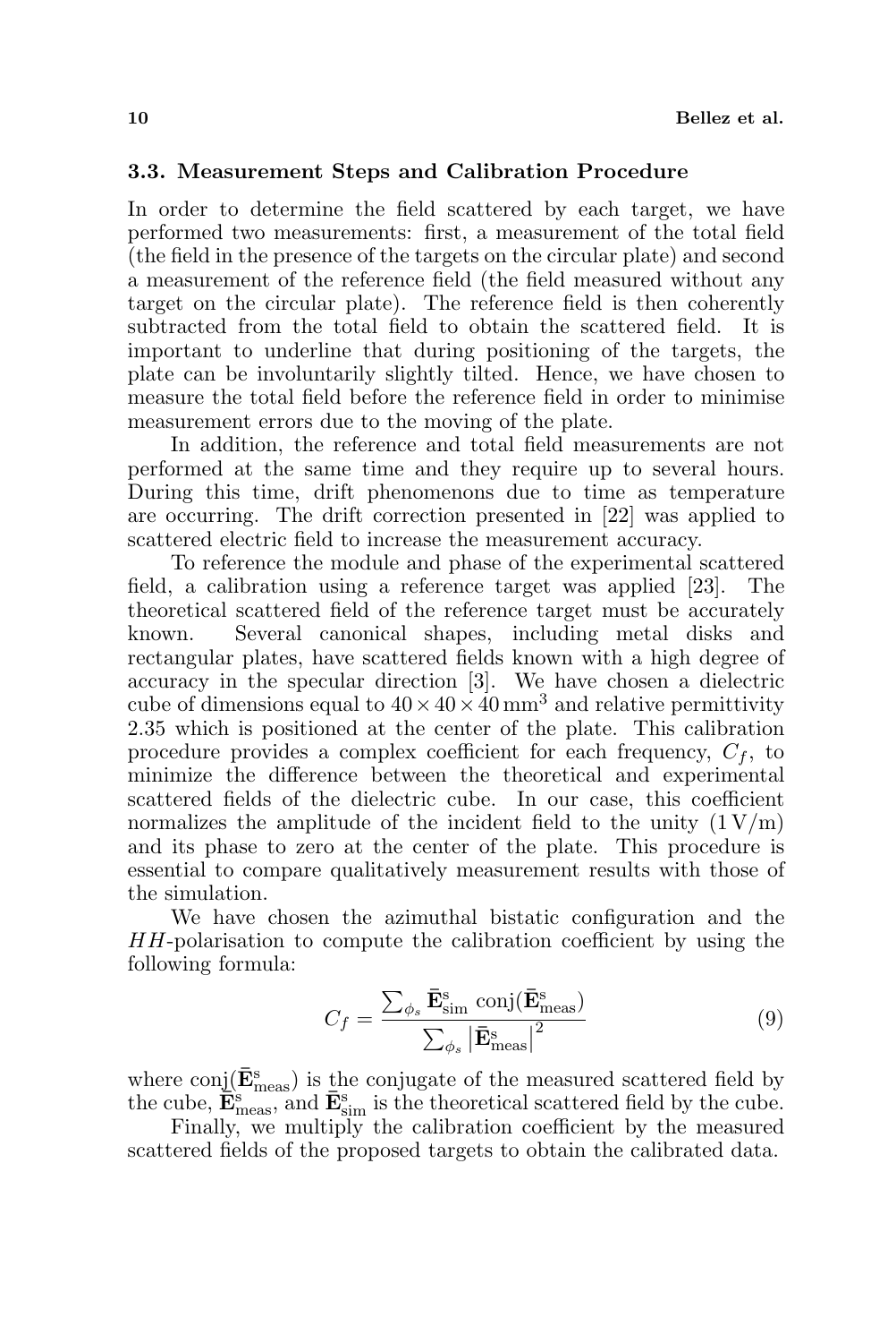### 3.3. Measurement Steps and Calibration Procedure

In order to determine the field scattered by each target, we have performed two measurements: first, a measurement of the total field (the field in the presence of the targets on the circular plate) and second a measurement of the reference field (the field measured without any target on the circular plate). The reference field is then coherently subtracted from the total field to obtain the scattered field. It is important to underline that during positioning of the targets, the plate can be involuntarily slightly tilted. Hence, we have chosen to measure the total field before the reference field in order to minimise measurement errors due to the moving of the plate.

In addition, the reference and total field measurements are not performed at the same time and they require up to several hours. During this time, drift phenomenons due to time as temperature are occurring. The drift correction presented in [22] was applied to scattered electric field to increase the measurement accuracy.

To reference the module and phase of the experimental scattered field, a calibration using a reference target was applied [23]. The theoretical scattered field of the reference target must be accurately known. Several canonical shapes, including metal disks and rectangular plates, have scattered fields known with a high degree of accuracy in the specular direction [3]. We have chosen a dielectric cube of dimensions equal to $40 \times 40 \times 40\,\text{mm}^3$ and relative permittivity 2.35 which is positioned at the center of the plate. This calibration procedure provides a complex coefficient for each frequency, $C_f$, to minimize the difference between the theoretical and experimental scattered fields of the dielectric cube. In our case, this coefficient normalizes the amplitude of the incident field to the unity (1 V/m) and its phase to zero at the center of the plate. This procedure is essential to compare qualitatively measurement results with those of the simulation.

We have chosen the azimuthal bistatic configuration and the $HH$-polarisation to compute the calibration coefficient by using the following formula:

$$C_f = \frac{\sum_{\phi_s} \bar{\mathbf{E}}^{\text{s}}_{\text{sim}} \, \text{conj}(\bar{\mathbf{E}}^{\text{s}}_{\text{meas}})}{\sum_{\phi_s} \left|\bar{\mathbf{E}}^{\text{s}}_{\text{meas}}\right|^2} \tag{9}$$

where $\text{conj}(\bar{\mathbf{E}}^{\text{s}}_{\text{meas}})$ is the conjugate of the measured scattered field by the cube, $\bar{\mathbf{E}}^{\text{s}}_{\text{meas}}$, and $\bar{\mathbf{E}}^{\text{s}}_{\text{sim}}$ is the theoretical scattered field by the cube.

Finally, we multiply the calibration coefficient by the measured scattered fields of the proposed targets to obtain the calibrated data.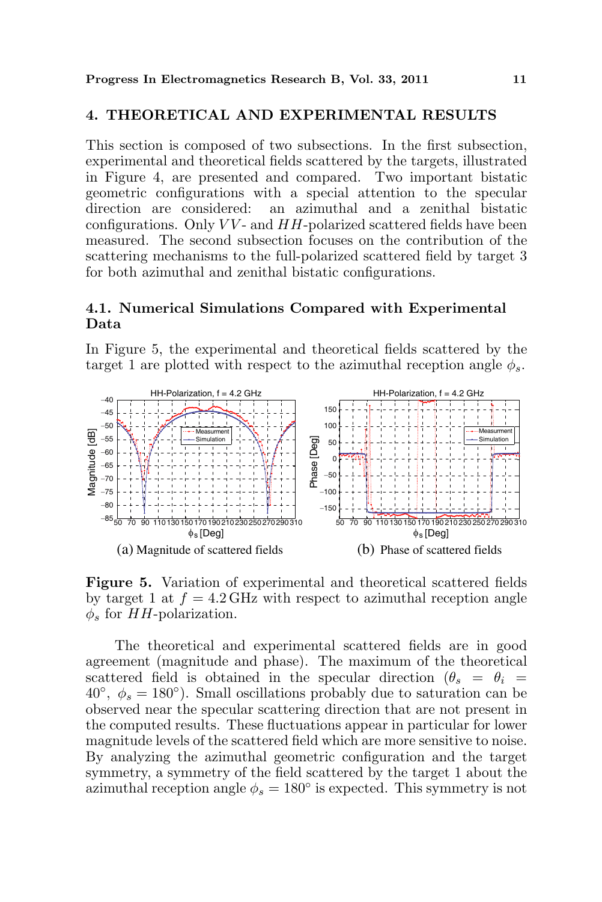## 4. THEORETICAL AND EXPERIMENTAL RESULTS

This section is composed of two subsections. In the first subsection, experimental and theoretical fields scattered by the targets, illustrated in Figure 4, are presented and compared. Two important bistatic geometric configurations with a special attention to the specular direction are considered: an azimuthal and a zenithal bistatic configurations. Only $VV$- and $HH$-polarized scattered fields have been measured. The second subsection focuses on the contribution of the scattering mechanisms to the full-polarized scattered field by target 3 for both azimuthal and zenithal bistatic configurations.

### 4.1. Numerical Simulations Compared with Experimental Data

In Figure 5, the experimental and theoretical fields scattered by the target 1 are plotted with respect to the azimuthal reception angle $\phi_s$.

(a) Magnitude of scattered fields

(b) Phase of scattered fields

**Figure 5.** Variation of experimental and theoretical scattered fields by target 1 at $f = 4.2\,\text{GHz}$ with respect to azimuthal reception angle $\phi_s$ for $HH$-polarization.

The theoretical and experimental scattered fields are in good agreement (magnitude and phase). The maximum of the theoretical scattered field is obtained in the specular direction ($\theta_s = \theta_i = 40^\circ$, $\phi_s = 180^\circ$). Small oscillations probably due to saturation can be observed near the specular scattering direction that are not present in the computed results. These fluctuations appear in particular for lower magnitude levels of the scattered field which are more sensitive to noise. By analyzing the azimuthal geometric configuration and the target symmetry, a symmetry of the field scattered by the target 1 about the azimuthal reception angle $\phi_s = 180^\circ$ is expected. This symmetry is not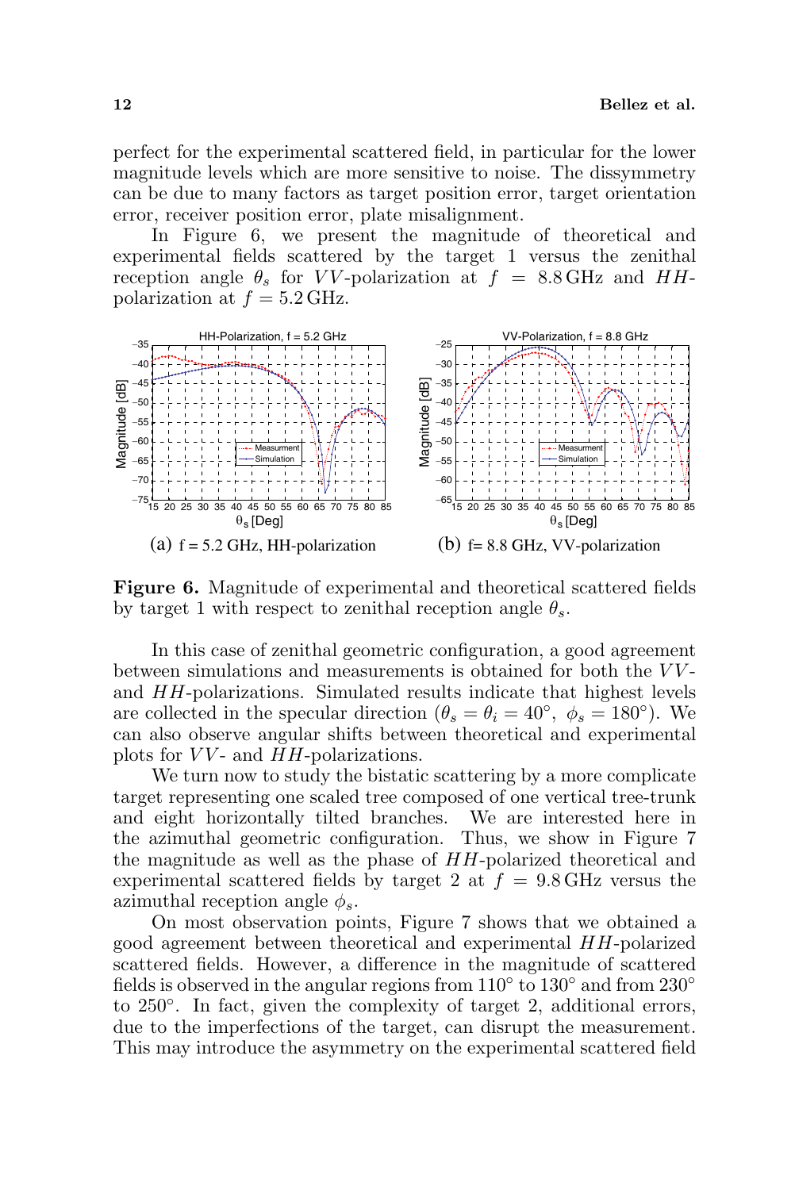perfect for the experimental scattered field, in particular for the lower magnitude levels which are more sensitive to noise. The dissymmetry can be due to many factors as target position error, target orientation error, receiver position error, plate misalignment.

In Figure 6, we present the magnitude of theoretical and experimental fields scattered by the target 1 versus the zenithal reception angle $\theta_s$ for $VV$-polarization at $f = 8.8\,\text{GHz}$ and $HH$-polarization at $f = 5.2\,\text{GHz}$.

(a) f = 5.2 GHz, HH-polarization

(b) f= 8.8 GHz, VV-polarization

**Figure 6.** Magnitude of experimental and theoretical scattered fields by target 1 with respect to zenithal reception angle $\theta_s$.

In this case of zenithal geometric configuration, a good agreement between simulations and measurements is obtained for both the $VV$- and $HH$-polarizations. Simulated results indicate that highest levels are collected in the specular direction ($\theta_s = \theta_i = 40^\circ,\ \phi_s = 180^\circ$). We can also observe angular shifts between theoretical and experimental plots for $VV$- and $HH$-polarizations.

We turn now to study the bistatic scattering by a more complicate target representing one scaled tree composed of one vertical tree-trunk and eight horizontally tilted branches. We are interested here in the azimuthal geometric configuration. Thus, we show in Figure 7 the magnitude as well as the phase of $HH$-polarized theoretical and experimental scattered fields by target 2 at $f = 9.8\,\text{GHz}$ versus the azimuthal reception angle $\phi_s$.

On most observation points, Figure 7 shows that we obtained a good agreement between theoretical and experimental $HH$-polarized scattered fields. However, a difference in the magnitude of scattered fields is observed in the angular regions from $110^\circ$ to $130^\circ$ and from $230^\circ$ to $250^\circ$. In fact, given the complexity of target 2, additional errors, due to the imperfections of the target, can disrupt the measurement. This may introduce the asymmetry on the experimental scattered field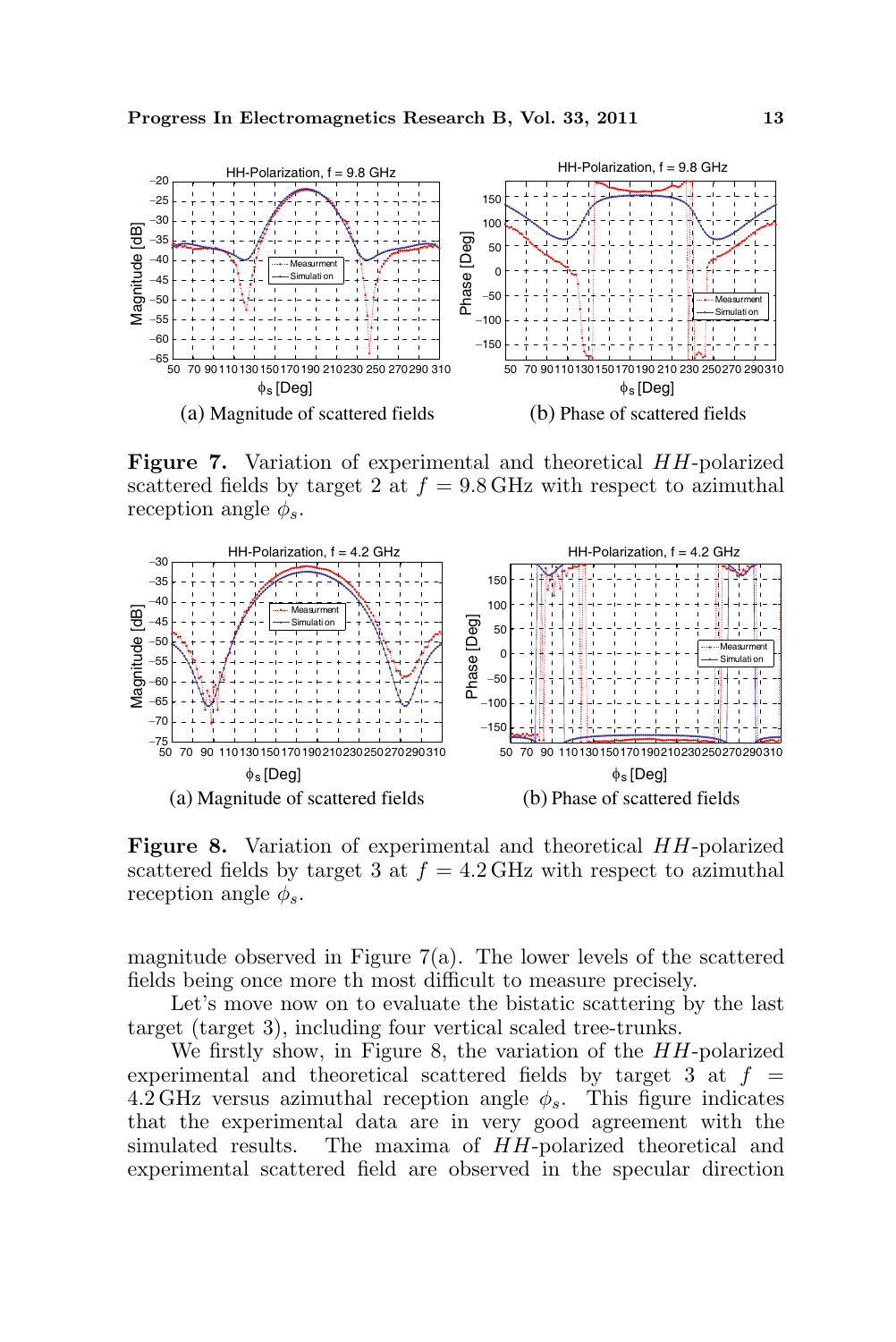(a) Magnitude of scattered fields

(b) Phase of scattered fields

**Figure 7.** Variation of experimental and theoretical $HH$-polarized scattered fields by target 2 at $f = 9.8\,\text{GHz}$ with respect to azimuthal reception angle $\phi_s$.

(a) Magnitude of scattered fields

(b) Phase of scattered fields

**Figure 8.** Variation of experimental and theoretical $HH$-polarized scattered fields by target 3 at $f = 4.2\,\text{GHz}$ with respect to azimuthal reception angle $\phi_s$.

magnitude observed in Figure 7(a). The lower levels of the scattered fields being once more th most difficult to measure precisely.

Let's move now on to evaluate the bistatic scattering by the last target (target 3), including four vertical scaled tree-trunks.

We firstly show, in Figure 8, the variation of the $HH$-polarized experimental and theoretical scattered fields by target 3 at $f = 4.2\,\text{GHz}$ versus azimuthal reception angle $\phi_s$. This figure indicates that the experimental data are in very good agreement with the simulated results. The maxima of $HH$-polarized theoretical and experimental scattered field are observed in the specular direction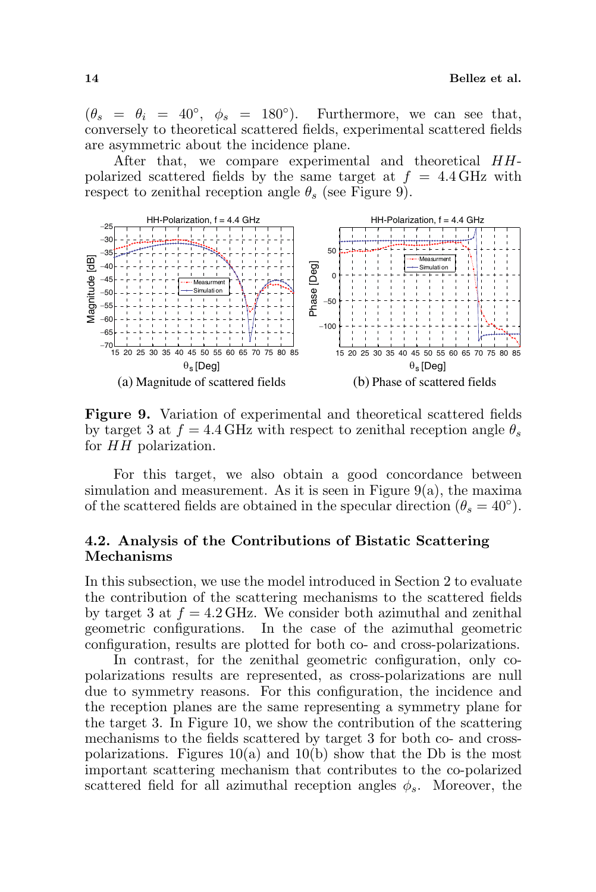$(\theta_s = \theta_i = 40°,\ \phi_s = 180°)$. Furthermore, we can see that, conversely to theoretical scattered fields, experimental scattered fields are asymmetric about the incidence plane.

After that, we compare experimental and theoretical $HH$-polarized scattered fields by the same target at $f = 4.4\,\text{GHz}$ with respect to zenithal reception angle $\theta_s$ (see Figure 9).

(a) Magnitude of scattered fields

(b) Phase of scattered fields

**Figure 9.** Variation of experimental and theoretical scattered fields by target 3 at $f = 4.4\,\text{GHz}$ with respect to zenithal reception angle $\theta_s$ for $HH$ polarization.

For this target, we also obtain a good concordance between simulation and measurement. As it is seen in Figure 9(a), the maxima of the scattered fields are obtained in the specular direction $(\theta_s = 40°)$.

### 4.2. Analysis of the Contributions of Bistatic Scattering Mechanisms

In this subsection, we use the model introduced in Section 2 to evaluate the contribution of the scattering mechanisms to the scattered fields by target 3 at $f = 4.2\,\text{GHz}$. We consider both azimuthal and zenithal geometric configurations. In the case of the azimuthal geometric configuration, results are plotted for both co- and cross-polarizations.

In contrast, for the zenithal geometric configuration, only co-polarizations results are represented, as cross-polarizations are null due to symmetry reasons. For this configuration, the incidence and the reception planes are the same representing a symmetry plane for the target 3. In Figure 10, we show the contribution of the scattering mechanisms to the fields scattered by target 3 for both co- and cross-polarizations. Figures 10(a) and 10(b) show that the Db is the most important scattering mechanism that contributes to the co-polarized scattered field for all azimuthal reception angles $\phi_s$. Moreover, the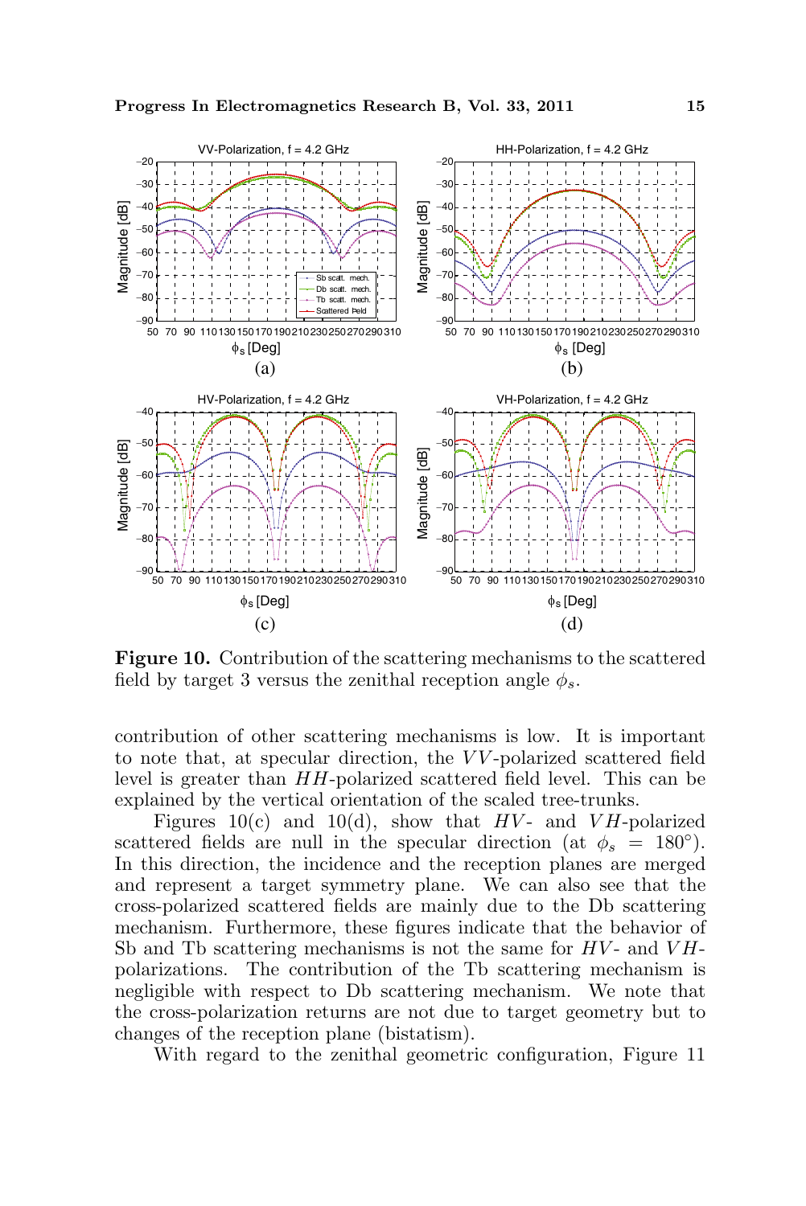**Figure 10.** Contribution of the scattering mechanisms to the scattered field by target 3 versus the zenithal reception angle $\phi_s$.

contribution of other scattering mechanisms is low. It is important to note that, at specular direction, the $VV$-polarized scattered field level is greater than $HH$-polarized scattered field level. This can be explained by the vertical orientation of the scaled tree-trunks.

Figures 10(c) and 10(d), show that $HV$- and $VH$-polarized scattered fields are null in the specular direction (at $\phi_s = 180°$). In this direction, the incidence and the reception planes are merged and represent a target symmetry plane. We can also see that the cross-polarized scattered fields are mainly due to the Db scattering mechanism. Furthermore, these figures indicate that the behavior of Sb and Tb scattering mechanisms is not the same for $HV$- and $VH$-polarizations. The contribution of the Tb scattering mechanism is negligible with respect to Db scattering mechanism. We note that the cross-polarization returns are not due to target geometry but to changes of the reception plane (bistatism).

With regard to the zenithal geometric configuration, Figure 11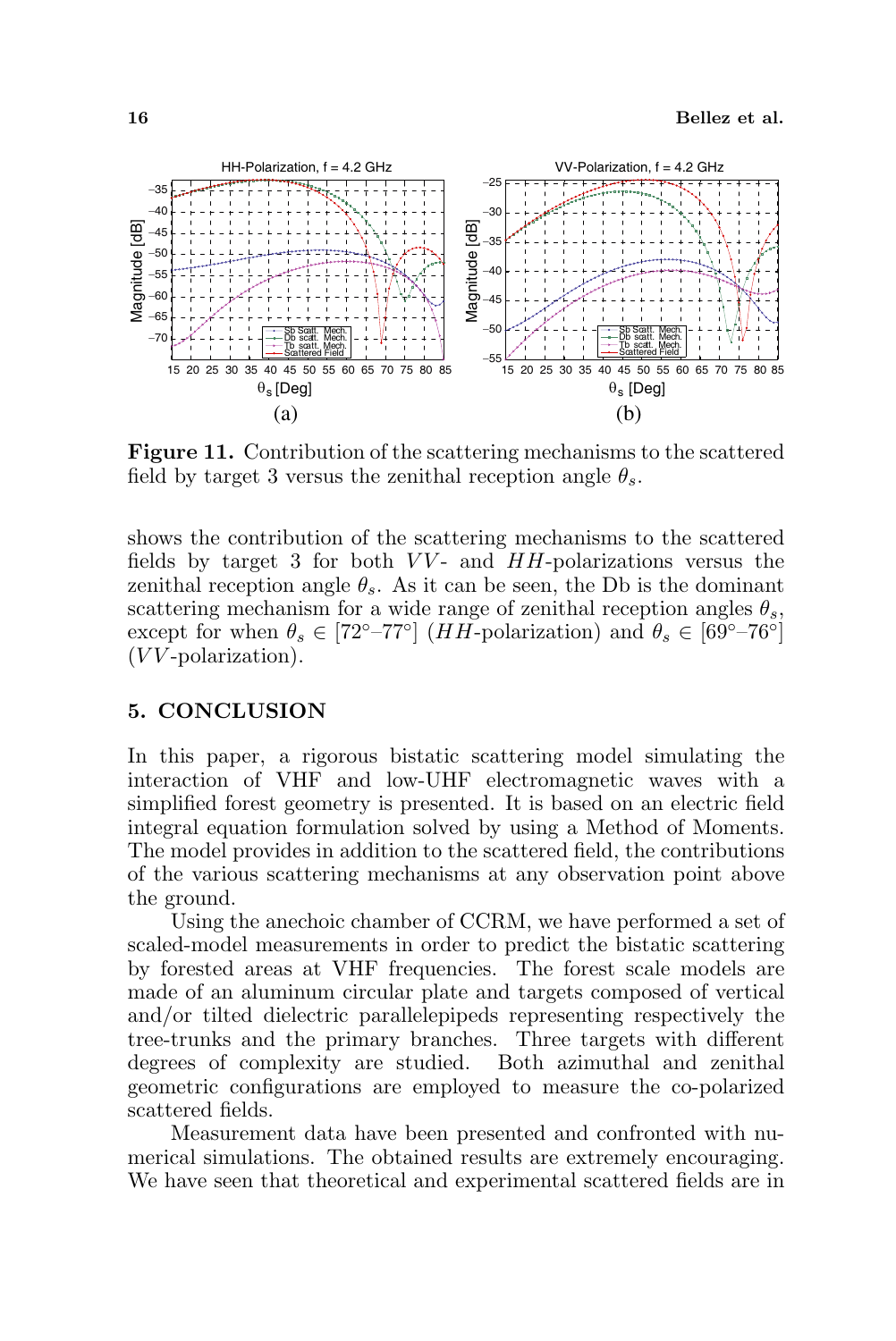Figure 11. Contribution of the scattering mechanisms to the scattered field by target 3 versus the zenithal reception angle $\theta_s$.

shows the contribution of the scattering mechanisms to the scattered fields by target 3 for both $VV$- and $HH$-polarizations versus the zenithal reception angle $\theta_s$. As it can be seen, the Db is the dominant scattering mechanism for a wide range of zenithal reception angles $\theta_s$, except for when $\theta_s \in [72^\circ–77^\circ]$ ($HH$-polarization) and $\theta_s \in [69^\circ–76^\circ]$ ($VV$-polarization).

## 5. CONCLUSION

In this paper, a rigorous bistatic scattering model simulating the interaction of VHF and low-UHF electromagnetic waves with a simplified forest geometry is presented. It is based on an electric field integral equation formulation solved by using a Method of Moments. The model provides in addition to the scattered field, the contributions of the various scattering mechanisms at any observation point above the ground.

Using the anechoic chamber of CCRM, we have performed a set of scaled-model measurements in order to predict the bistatic scattering by forested areas at VHF frequencies. The forest scale models are made of an aluminum circular plate and targets composed of vertical and/or tilted dielectric parallelepipeds representing respectively the tree-trunks and the primary branches. Three targets with different degrees of complexity are studied. Both azimuthal and zenithal geometric configurations are employed to measure the co-polarized scattered fields.

Measurement data have been presented and confronted with numerical simulations. The obtained results are extremely encouraging. We have seen that theoretical and experimental scattered fields are in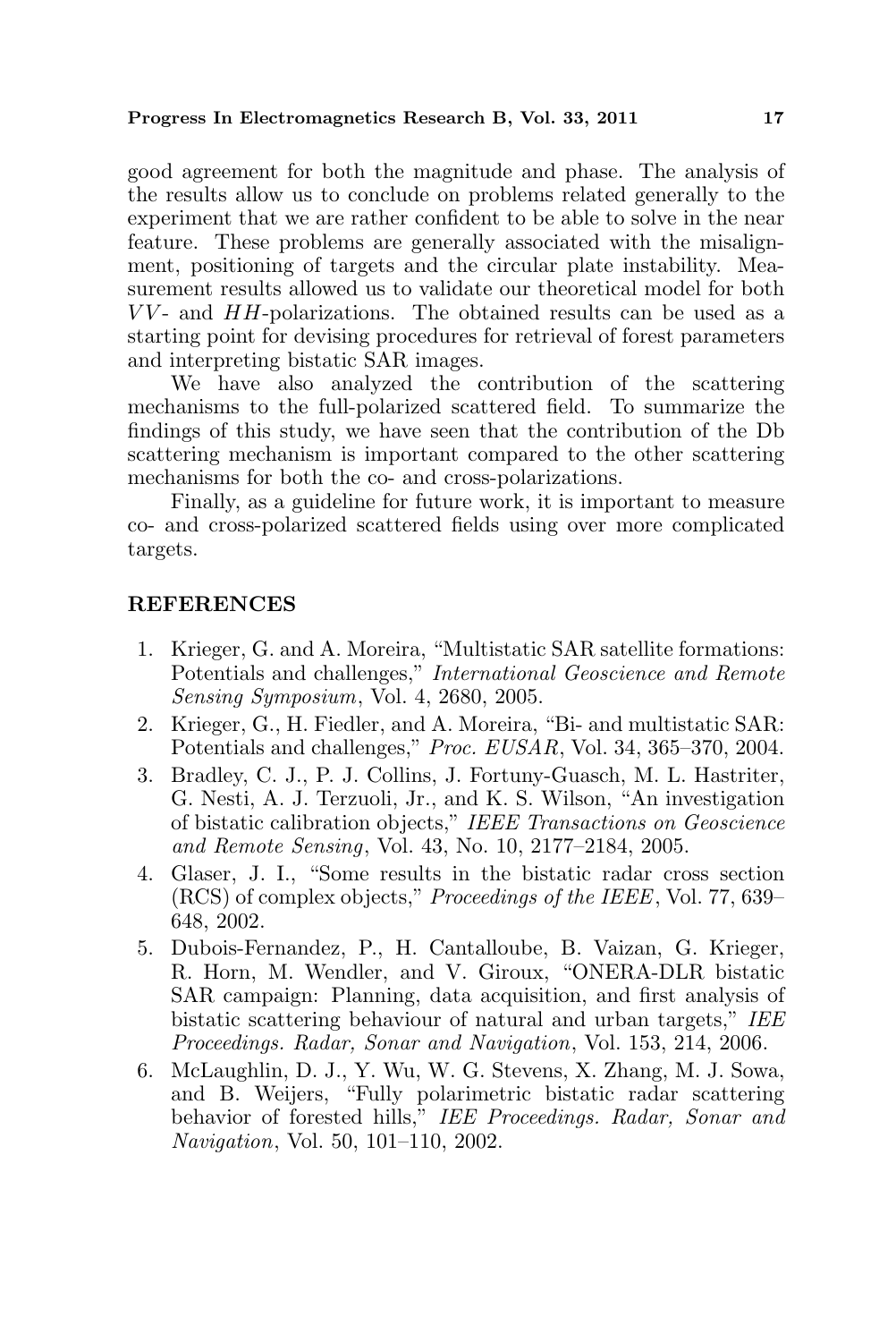good agreement for both the magnitude and phase. The analysis of the results allow us to conclude on problems related generally to the experiment that we are rather confident to be able to solve in the near feature. These problems are generally associated with the misalignment, positioning of targets and the circular plate instability. Measurement results allowed us to validate our theoretical model for both $VV$- and $HH$-polarizations. The obtained results can be used as a starting point for devising procedures for retrieval of forest parameters and interpreting bistatic SAR images.

We have also analyzed the contribution of the scattering mechanisms to the full-polarized scattered field. To summarize the findings of this study, we have seen that the contribution of the Db scattering mechanism is important compared to the other scattering mechanisms for both the co- and cross-polarizations.

Finally, as a guideline for future work, it is important to measure co- and cross-polarized scattered fields using over more complicated targets.

## REFERENCES

1. Krieger, G. and A. Moreira, "Multistatic SAR satellite formations: Potentials and challenges," *International Geoscience and Remote Sensing Symposium*, Vol. 4, 2680, 2005.
2. Krieger, G., H. Fiedler, and A. Moreira, "Bi- and multistatic SAR: Potentials and challenges," *Proc. EUSAR*, Vol. 34, 365–370, 2004.
3. Bradley, C. J., P. J. Collins, J. Fortuny-Guasch, M. L. Hastriter, G. Nesti, A. J. Terzuoli, Jr., and K. S. Wilson, "An investigation of bistatic calibration objects," *IEEE Transactions on Geoscience and Remote Sensing*, Vol. 43, No. 10, 2177–2184, 2005.
4. Glaser, J. I., "Some results in the bistatic radar cross section (RCS) of complex objects," *Proceedings of the IEEE*, Vol. 77, 639–648, 2002.
5. Dubois-Fernandez, P., H. Cantalloube, B. Vaizan, G. Krieger, R. Horn, M. Wendler, and V. Giroux, "ONERA-DLR bistatic SAR campaign: Planning, data acquisition, and first analysis of bistatic scattering behaviour of natural and urban targets," *IEE Proceedings. Radar, Sonar and Navigation*, Vol. 153, 214, 2006.
6. McLaughlin, D. J., Y. Wu, W. G. Stevens, X. Zhang, M. J. Sowa, and B. Weijers, "Fully polarimetric bistatic radar scattering behavior of forested hills," *IEE Proceedings. Radar, Sonar and Navigation*, Vol. 50, 101–110, 2002.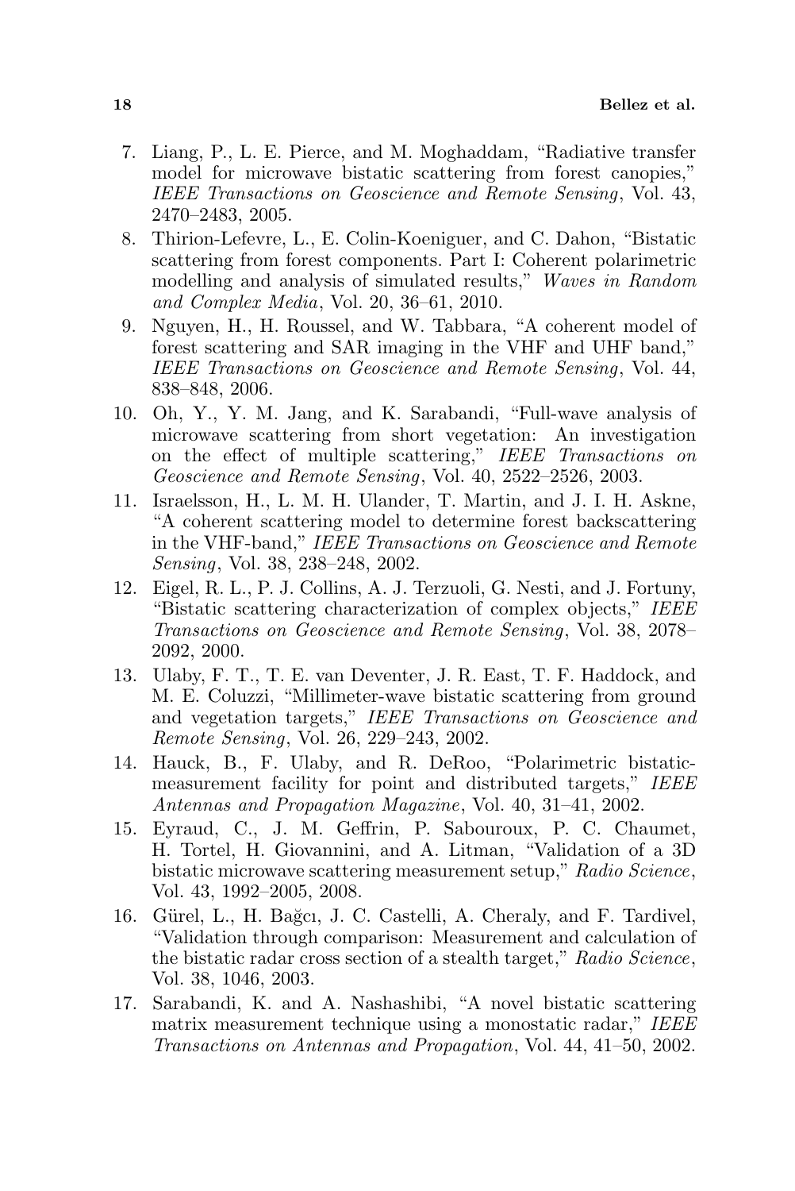7. Liang, P., L. E. Pierce, and M. Moghaddam, "Radiative transfer model for microwave bistatic scattering from forest canopies," *IEEE Transactions on Geoscience and Remote Sensing*, Vol. 43, 2470–2483, 2005.
8. Thirion-Lefevre, L., E. Colin-Koeniguer, and C. Dahon, "Bistatic scattering from forest components. Part I: Coherent polarimetric modelling and analysis of simulated results," *Waves in Random and Complex Media*, Vol. 20, 36–61, 2010.
9. Nguyen, H., H. Roussel, and W. Tabbara, "A coherent model of forest scattering and SAR imaging in the VHF and UHF band," *IEEE Transactions on Geoscience and Remote Sensing*, Vol. 44, 838–848, 2006.
10. Oh, Y., Y. M. Jang, and K. Sarabandi, "Full-wave analysis of microwave scattering from short vegetation: An investigation on the effect of multiple scattering," *IEEE Transactions on Geoscience and Remote Sensing*, Vol. 40, 2522–2526, 2003.
11. Israelsson, H., L. M. H. Ulander, T. Martin, and J. I. H. Askne, "A coherent scattering model to determine forest backscattering in the VHF-band," *IEEE Transactions on Geoscience and Remote Sensing*, Vol. 38, 238–248, 2002.
12. Eigel, R. L., P. J. Collins, A. J. Terzuoli, G. Nesti, and J. Fortuny, "Bistatic scattering characterization of complex objects," *IEEE Transactions on Geoscience and Remote Sensing*, Vol. 38, 2078–2092, 2000.
13. Ulaby, F. T., T. E. van Deventer, J. R. East, T. F. Haddock, and M. E. Coluzzi, "Millimeter-wave bistatic scattering from ground and vegetation targets," *IEEE Transactions on Geoscience and Remote Sensing*, Vol. 26, 229–243, 2002.
14. Hauck, B., F. Ulaby, and R. DeRoo, "Polarimetric bistatic-measurement facility for point and distributed targets," *IEEE Antennas and Propagation Magazine*, Vol. 40, 31–41, 2002.
15. Eyraud, C., J. M. Geffrin, P. Sabouroux, P. C. Chaumet, H. Tortel, H. Giovannini, and A. Litman, "Validation of a 3D bistatic microwave scattering measurement setup," *Radio Science*, Vol. 43, 1992–2005, 2008.
16. Gürel, L., H. Bağcı, J. C. Castelli, A. Cheraly, and F. Tardivel, "Validation through comparison: Measurement and calculation of the bistatic radar cross section of a stealth target," *Radio Science*, Vol. 38, 1046, 2003.
17. Sarabandi, K. and A. Nashashibi, "A novel bistatic scattering matrix measurement technique using a monostatic radar," *IEEE Transactions on Antennas and Propagation*, Vol. 44, 41–50, 2002.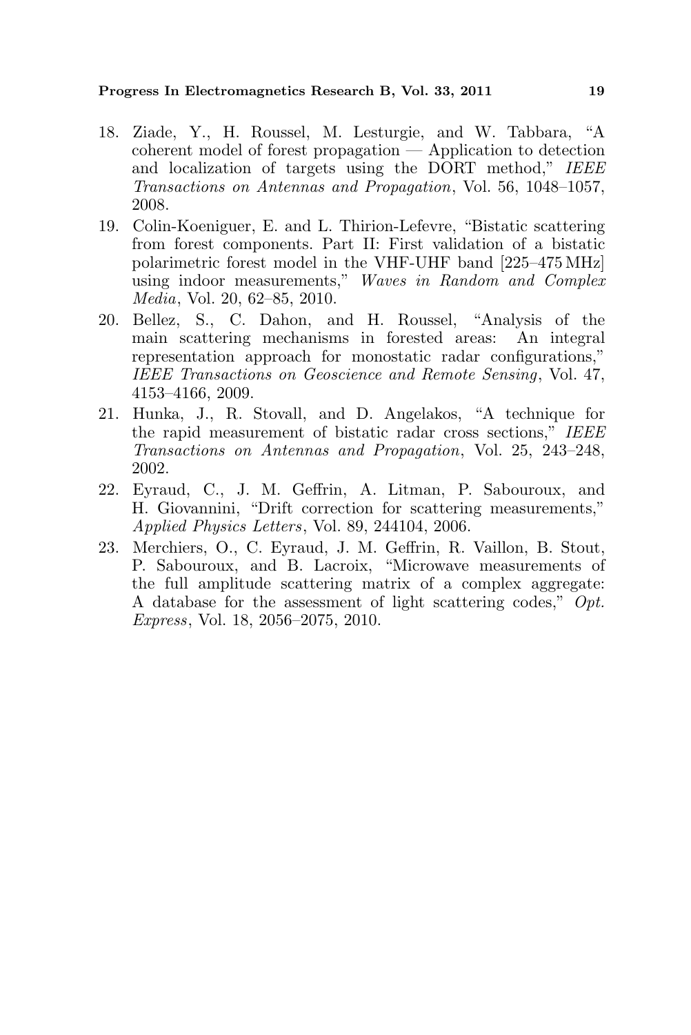18. Ziade, Y., H. Roussel, M. Lesturgie, and W. Tabbara, "A coherent model of forest propagation — Application to detection and localization of targets using the DORT method," *IEEE Transactions on Antennas and Propagation*, Vol. 56, 1048–1057, 2008.
19. Colin-Koeniguer, E. and L. Thirion-Lefevre, "Bistatic scattering from forest components. Part II: First validation of a bistatic polarimetric forest model in the VHF-UHF band [225–475 MHz] using indoor measurements," *Waves in Random and Complex Media*, Vol. 20, 62–85, 2010.
20. Bellez, S., C. Dahon, and H. Roussel, "Analysis of the main scattering mechanisms in forested areas: An integral representation approach for monostatic radar configurations," *IEEE Transactions on Geoscience and Remote Sensing*, Vol. 47, 4153–4166, 2009.
21. Hunka, J., R. Stovall, and D. Angelakos, "A technique for the rapid measurement of bistatic radar cross sections," *IEEE Transactions on Antennas and Propagation*, Vol. 25, 243–248, 2002.
22. Eyraud, C., J. M. Geffrin, A. Litman, P. Sabouroux, and H. Giovannini, "Drift correction for scattering measurements," *Applied Physics Letters*, Vol. 89, 244104, 2006.
23. Merchiers, O., C. Eyraud, J. M. Geffrin, R. Vaillon, B. Stout, P. Sabouroux, and B. Lacroix, "Microwave measurements of the full amplitude scattering matrix of a complex aggregate: A database for the assessment of light scattering codes," *Opt. Express*, Vol. 18, 2056–2075, 2010.